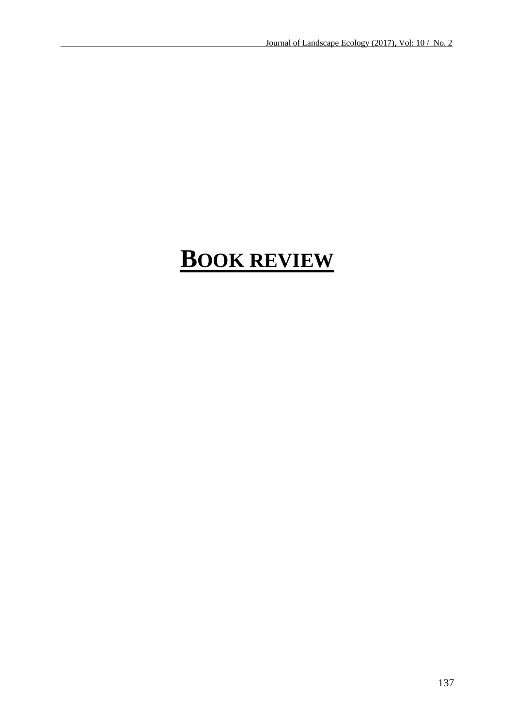# BOOK REVIEW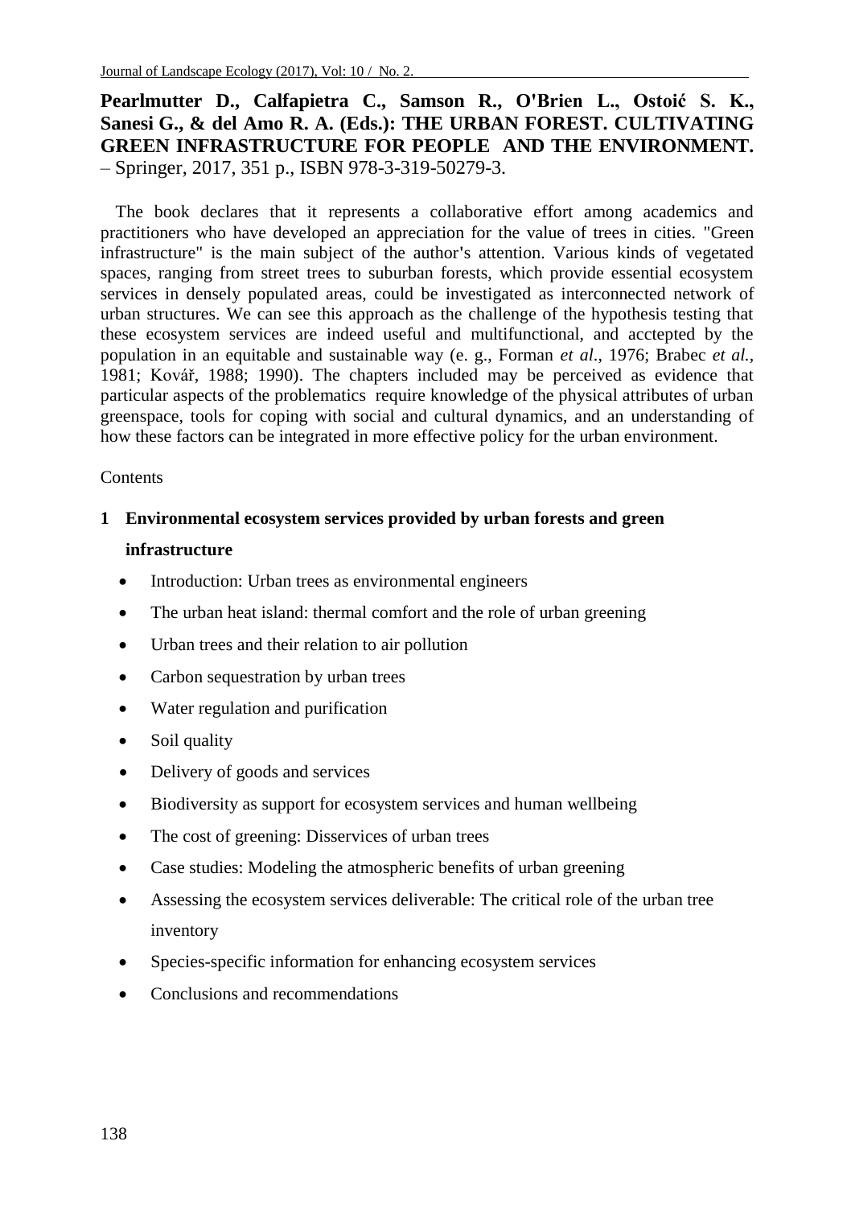**Pearlmutter D., Calfapietra C., Samson R., O'Brien L., Ostoić S. K., Sanesi G., & del Amo R. A. (Eds.): THE URBAN FOREST. CULTIVATING GREEN INFRASTRUCTURE FOR PEOPLE AND THE ENVIRONMENT.** – Springer, 2017, 351 p., ISBN 978-3-319-50279-3.

The book declares that it represents a collaborative effort among academics and practitioners who have developed an appreciation for the value of trees in cities. "Green infrastructure" is the main subject of the author's attention. Various kinds of vegetated spaces, ranging from street trees to suburban forests, which provide essential ecosystem services in densely populated areas, could be investigated as interconnected network of urban structures. We can see this approach as the challenge of the hypothesis testing that these ecosystem services are indeed useful and multifunctional, and acctepted by the population in an equitable and sustainable way (e. g., Forman *et al*., 1976; Brabec *et al.*, 1981; Kovář, 1988; 1990). The chapters included may be perceived as evidence that particular aspects of the problematics require knowledge of the physical attributes of urban greenspace, tools for coping with social and cultural dynamics, and an understanding of how these factors can be integrated in more effective policy for the urban environment.

Contents

**1 Environmental ecosystem services provided by urban forests and green infrastructure**

- Introduction: Urban trees as environmental engineers
- The urban heat island: thermal comfort and the role of urban greening
- Urban trees and their relation to air pollution
- Carbon sequestration by urban trees
- Water regulation and purification
- Soil quality
- Delivery of goods and services
- Biodiversity as support for ecosystem services and human wellbeing
- The cost of greening: Disservices of urban trees
- Case studies: Modeling the atmospheric benefits of urban greening
- Assessing the ecosystem services deliverable: The critical role of the urban tree inventory
- Species-specific information for enhancing ecosystem services
- Conclusions and recommendations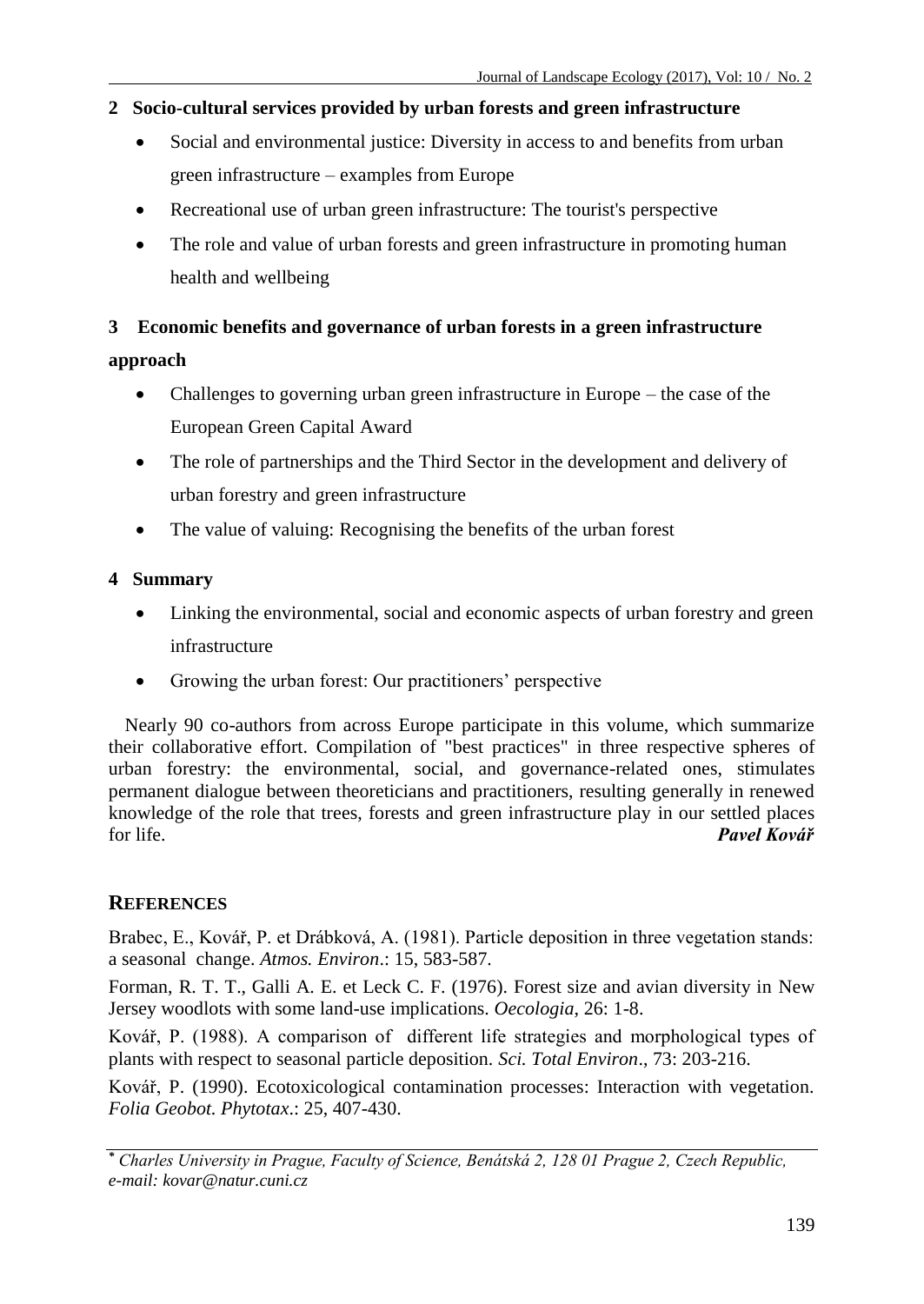**2 Socio-cultural services provided by urban forests and green infrastructure**

- Social and environmental justice: Diversity in access to and benefits from urban green infrastructure – examples from Europe
- Recreational use of urban green infrastructure: The tourist's perspective
- The role and value of urban forests and green infrastructure in promoting human health and wellbeing

**3 Economic benefits and governance of urban forests in a green infrastructure approach**

- Challenges to governing urban green infrastructure in Europe – the case of the European Green Capital Award
- The role of partnerships and the Third Sector in the development and delivery of urban forestry and green infrastructure
- The value of valuing: Recognising the benefits of the urban forest

**4 Summary**

- Linking the environmental, social and economic aspects of urban forestry and green infrastructure
- Growing the urban forest: Our practitioners' perspective

Nearly 90 co-authors from across Europe participate in this volume, which summarize their collaborative effort. Compilation of "best practices" in three respective spheres of urban forestry: the environmental, social, and governance-related ones, stimulates permanent dialogue between theoreticians and practitioners, resulting generally in renewed knowledge of the role that trees, forests and green infrastructure play in our settled places for life.

***Pavel Kovář***

## REFERENCES

Brabec, E., Kovář, P. et Drábková, A. (1981). Particle deposition in three vegetation stands: a seasonal change. *Atmos. Environ*.: 15, 583-587.

Forman, R. T. T., Galli A. E. et Leck C. F. (1976). Forest size and avian diversity in New Jersey woodlots with some land-use implications. *Oecologia*, 26: 1-8.

Kovář, P. (1988). A comparison of different life strategies and morphological types of plants with respect to seasonal particle deposition. *Sci. Total Environ*., 73: 203-216.

Kovář, P. (1990). Ecotoxicological contamination processes: Interaction with vegetation. *Folia Geobot. Phytotax*.: 25, 407-430.

---

\* *Charles University in Prague, Faculty of Science, Benátská 2, 128 01 Prague 2, Czech Republic, e-mail: kovar@natur.cuni.cz*